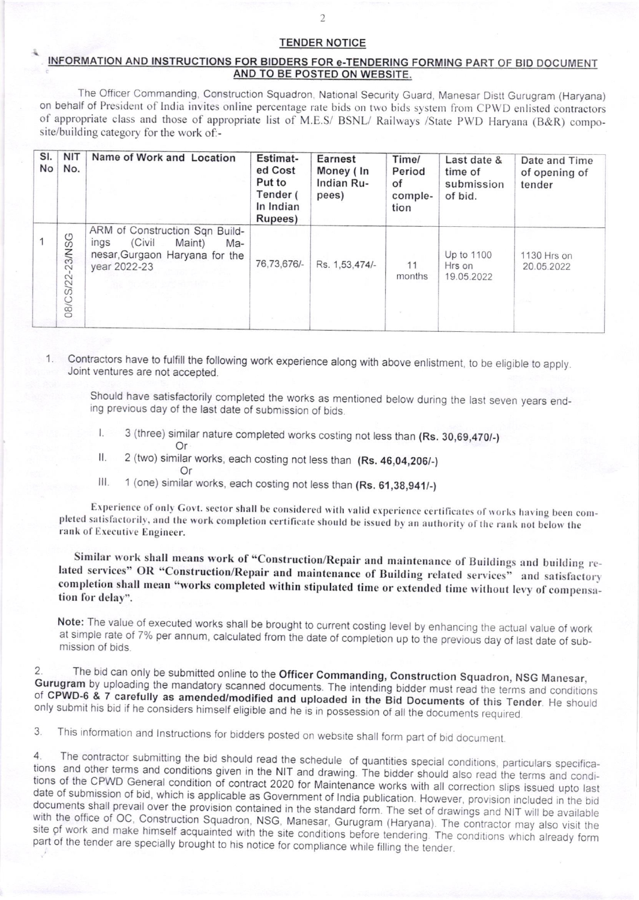## TENDER NOTICE

### INFORMATION AND INSTRUCTIONS FOR BIDDERS FOR e-TENDERING FORMING PART OF BID DOCUMENT AND TO BE POSTED ON WEBSITE.

The Officer Commanding, Construction Squadron, National Security Guard, Manesar Distt Gurugram (Haryana) on behalf of President of India invites online percentage rate bids on two bids system from CPWD enlisted contractors of appropriate class and those of appropriate list of M.E.S/ BSNL/ Railways /State PWD Haryana (B&R) composite/building category for the work of:-

| Sl. No | NIT No. | Name of Work and Location | Estimated Cost Put to Tender ( In Indian Rupees) | Earnest Money ( In Indian Rupees) | Time/ Period of completion | Last date & time of submission of bid. | Date and Time of opening of tender |
|---|---|---|---|---|---|---|---|
| 1 | 08/CS/22-23/NSG | ARM of Construction Sqn Buildings (Civil Maint) Manesar,Gurgaon Haryana for the year 2022-23 | 76,73,676/- | Rs. 1,53,474/- | 11 months | Up to 1100 Hrs on 19.05.2022 | 1130 Hrs on 20.05.2022 |

1. Contractors have to fulfill the following work experience along with above enlistment, to be eligible to apply. Joint ventures are not accepted.

   Should have satisfactorily completed the works as mentioned below during the last seven years ending previous day of the last date of submission of bids.

   I. 3 (three) similar nature completed works costing not less than **(Rs. 30,69,470/-)**
   
   Or
   
   II. 2 (two) similar works, each costing not less than **(Rs. 46,04,206/-)**
   
   Or
   
   III. 1 (one) similar works, each costing not less than **(Rs. 61,38,941/-)**

   Experience of only Govt. sector shall be considered with valid experience certificates of works having been completed satisfactorily, and the work completion certificate should be issued by an authority of the rank not below the rank of Executive Engineer.

   **Similar work shall means work of "Construction/Repair and maintenance of Buildings and building related services" OR "Construction/Repair and maintenance of Building related services" and satisfactory completion shall mean "works completed within stipulated time or extended time without levy of compensation for delay".**

   **Note:** The value of executed works shall be brought to current costing level by enhancing the actual value of work at simple rate of 7% per annum, calculated from the date of completion up to the previous day of last date of submission of bids.

2. The bid can only be submitted online to the **Officer Commanding, Construction Squadron, NSG Manesar, Gurugram** by uploading the mandatory scanned documents. The intending bidder must read the terms and conditions of **CPWD-6 & 7 carefully as amended/modified and uploaded in the Bid Documents of this Tender**. He should only submit his bid if he considers himself eligible and he is in possession of all the documents required.

3. This information and Instructions for bidders posted on website shall form part of bid document.

4. The contractor submitting the bid should read the schedule of quantities special conditions, particulars specifications and other terms and conditions given in the NIT and drawing. The bidder should also read the terms and conditions of the CPWD General condition of contract 2020 for Maintenance works with all correction slips issued upto last date of submission of bid, which is applicable as Government of India publication. However, provision included in the bid documents shall prevail over the provision contained in the standard form. The set of drawings and NIT will be available with the office of OC, Construction Squadron, NSG, Manesar, Gurugram (Haryana). The contractor may also visit the site of work and make himself acquainted with the site conditions before tendering. The conditions which already form part of the tender are specially brought to his notice for compliance while filling the tender.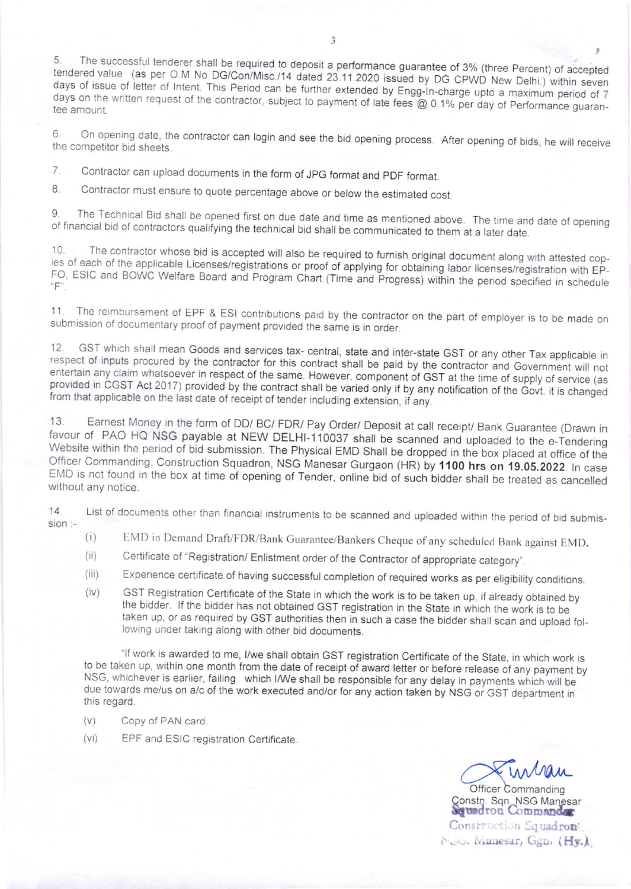5. The successful tenderer shall be required to deposit a performance guarantee of 3% (three Percent) of accepted tendered value (as per O.M No DG/Con/Misc./14 dated 23.11.2020 issued by DG CPWD New Delhi.) within seven days of issue of letter of Intent. This Period can be further extended by Engg-In-charge upto a maximum period of 7 days on the written request of the contractor, subject to payment of late fees @ 0.1% per day of Performance guarantee amount.

6. On opening date, the contractor can login and see the bid opening process. After opening of bids, he will receive the competitor bid sheets.

7. Contractor can upload documents in the form of JPG format and PDF format.

8. Contractor must ensure to quote percentage above or below the estimated cost.

9. The Technical Bid shall be opened first on due date and time as mentioned above. The time and date of opening of financial bid of contractors qualifying the technical bid shall be communicated to them at a later date.

10. The contractor whose bid is accepted will also be required to furnish original document along with attested copies of each of the applicable Licenses/registrations or proof of applying for obtaining labor licenses/registration with EPFO, ESIC and BOWC Welfare Board and Program Chart (Time and Progress) within the period specified in schedule "F".

11. The reimbursement of EPF & ESI contributions paid by the contractor on the part of employer is to be made on submission of documentary proof of payment provided the same is in order.

12. GST which shall mean Goods and services tax- central, state and inter-state GST or any other Tax applicable in respect of inputs procured by the contractor for this contract shall be paid by the contractor and Government will not entertain any claim whatsoever in respect of the same. However, component of GST at the time of supply of service (as provided in CGST Act 2017) provided by the contract shall be varied only if by any notification of the Govt. it is changed from that applicable on the last date of receipt of tender including extension, if any.

13. Earnest Money in the form of DD/ BC/ FDR/ Pay Order/ Deposit at call receipt/ Bank Guarantee (Drawn in favour of PAO HQ NSG payable at NEW DELHI-110037 shall be scanned and uploaded to the e-Tendering Website within the period of bid submission. The Physical EMD Shall be dropped in the box placed at office of the Officer Commanding, Construction Squadron, NSG Manesar Gurgaon (HR) by **1100 hrs on 19.05.2022**. In case EMD is not found in the box at time of opening of Tender, online bid of such bidder shall be treated as cancelled without any notice.

14. List of documents other than financial instruments to be scanned and uploaded within the period of bid submission :-

(i) EMD in Demand Draft/FDR/Bank Guarantee/Bankers Cheque of any scheduled Bank against EMD.

(ii) Certificate of "Registration/ Enlistment order of the Contractor of appropriate category".

(iii) Experience certificate of having successful completion of required works as per eligibility conditions.

(iv) GST Registration Certificate of the State in which the work is to be taken up, if already obtained by the bidder. If the bidder has not obtained GST registration in the State in which the work is to be taken up, or as required by GST authorities then in such a case the bidder shall scan and upload following under taking along with other bid documents.

"If work is awarded to me, I/we shall obtain GST registration Certificate of the State, in which work is to be taken up, within one month from the date of receipt of award letter or before release of any payment by NSG, whichever is earlier, failing which I/We shall be responsible for any delay in payments which will be due towards me/us on a/c of the work executed and/or for any action taken by NSG or GST department in this regard.

(v) Copy of PAN card.

(vi) EPF and ESIC registration Certificate.

Officer Commanding
Constn. Sqn. NSG Manesar
Squadron Commander
Construction Squadron
NSG, Manesar, Ggn, (Hy.)